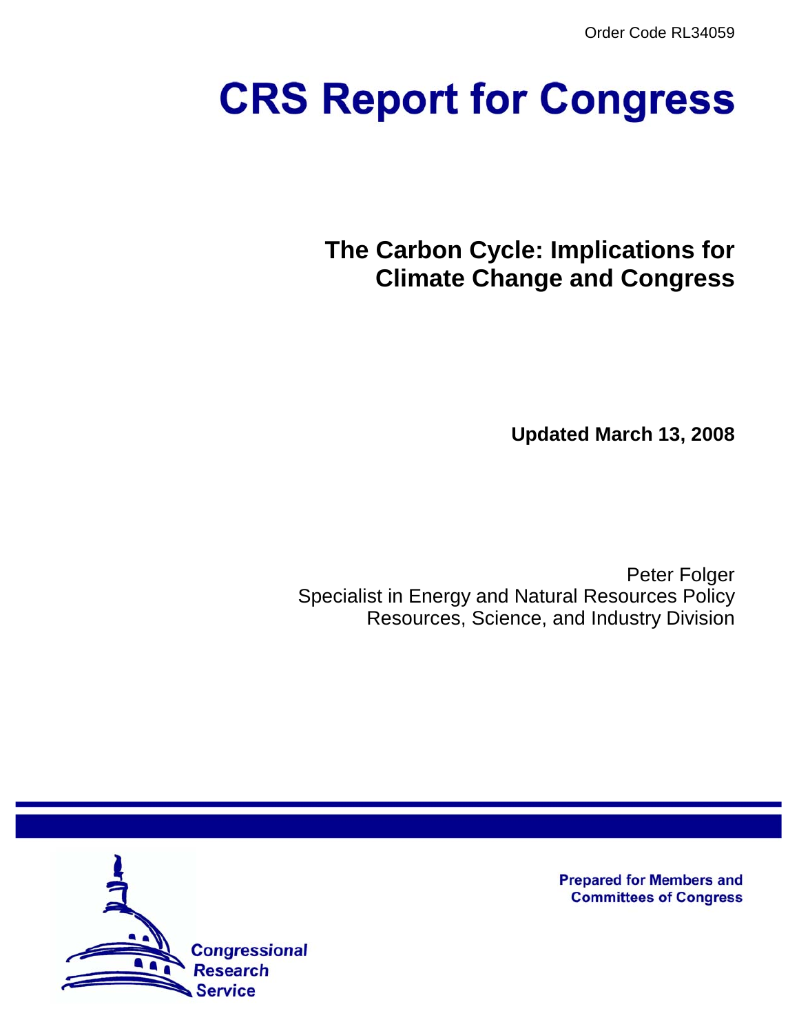Order Code RL34059

# CRS Report for Congress

## The Carbon Cycle: Implications for Climate Change and Congress

**Updated March 13, 2008**

Peter Folger
Specialist in Energy and Natural Resources Policy
Resources, Science, and Industry Division

**Prepared for Members and Committees of Congress**

Congressional Research Service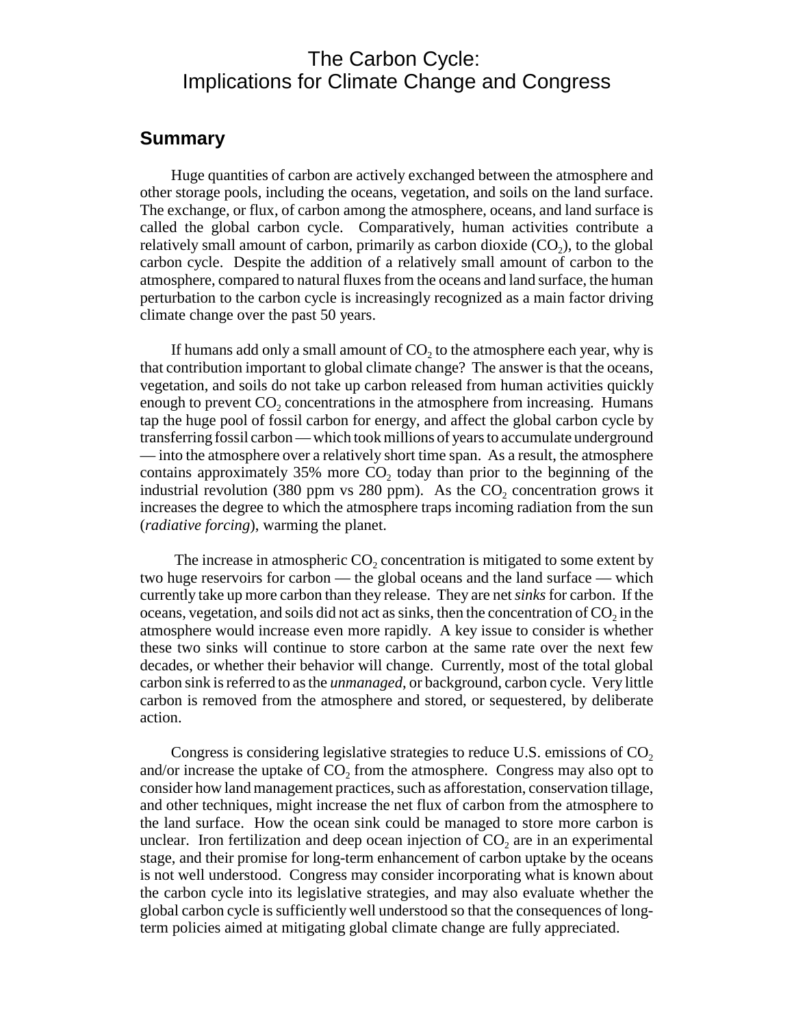# The Carbon Cycle: Implications for Climate Change and Congress

## Summary

Huge quantities of carbon are actively exchanged between the atmosphere and other storage pools, including the oceans, vegetation, and soils on the land surface. The exchange, or flux, of carbon among the atmosphere, oceans, and land surface is called the global carbon cycle. Comparatively, human activities contribute a relatively small amount of carbon, primarily as carbon dioxide ($CO_2$), to the global carbon cycle. Despite the addition of a relatively small amount of carbon to the atmosphere, compared to natural fluxes from the oceans and land surface, the human perturbation to the carbon cycle is increasingly recognized as a main factor driving climate change over the past 50 years.

If humans add only a small amount of $CO_2$ to the atmosphere each year, why is that contribution important to global climate change? The answer is that the oceans, vegetation, and soils do not take up carbon released from human activities quickly enough to prevent $CO_2$ concentrations in the atmosphere from increasing. Humans tap the huge pool of fossil carbon for energy, and affect the global carbon cycle by transferring fossil carbon — which took millions of years to accumulate underground — into the atmosphere over a relatively short time span. As a result, the atmosphere contains approximately 35% more $CO_2$ today than prior to the beginning of the industrial revolution (380 ppm vs 280 ppm). As the $CO_2$ concentration grows it increases the degree to which the atmosphere traps incoming radiation from the sun (*radiative forcing*), warming the planet.

The increase in atmospheric $CO_2$ concentration is mitigated to some extent by two huge reservoirs for carbon — the global oceans and the land surface — which currently take up more carbon than they release. They are net *sinks* for carbon. If the oceans, vegetation, and soils did not act as sinks, then the concentration of $CO_2$ in the atmosphere would increase even more rapidly. A key issue to consider is whether these two sinks will continue to store carbon at the same rate over the next few decades, or whether their behavior will change. Currently, most of the total global carbon sink is referred to as the *unmanaged*, or background, carbon cycle. Very little carbon is removed from the atmosphere and stored, or sequestered, by deliberate action.

Congress is considering legislative strategies to reduce U.S. emissions of $CO_2$ and/or increase the uptake of $CO_2$ from the atmosphere. Congress may also opt to consider how land management practices, such as afforestation, conservation tillage, and other techniques, might increase the net flux of carbon from the atmosphere to the land surface. How the ocean sink could be managed to store more carbon is unclear. Iron fertilization and deep ocean injection of $CO_2$ are in an experimental stage, and their promise for long-term enhancement of carbon uptake by the oceans is not well understood. Congress may consider incorporating what is known about the carbon cycle into its legislative strategies, and may also evaluate whether the global carbon cycle is sufficiently well understood so that the consequences of long-term policies aimed at mitigating global climate change are fully appreciated.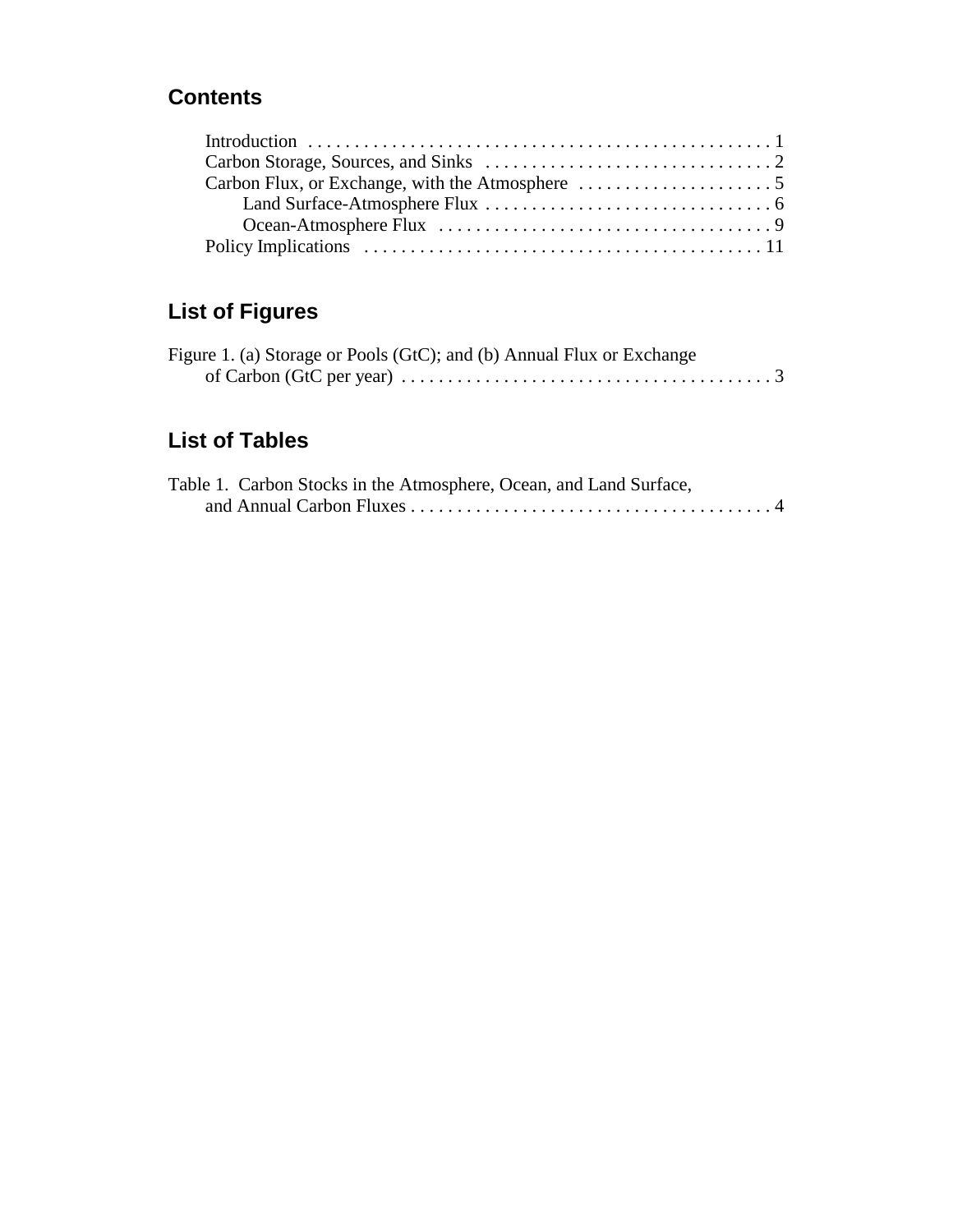## Contents

Introduction . . . . . . . . . . . . . . . . . . . . . . . . . . . . . . . . . . . . . . . . . . . . . . . . . 1
Carbon Storage, Sources, and Sinks . . . . . . . . . . . . . . . . . . . . . . . . . . . . . . . 2
Carbon Flux, or Exchange, with the Atmosphere . . . . . . . . . . . . . . . . . . . . . 5
    Land Surface-Atmosphere Flux . . . . . . . . . . . . . . . . . . . . . . . . . . . . . . . 6
    Ocean-Atmosphere Flux . . . . . . . . . . . . . . . . . . . . . . . . . . . . . . . . . . . . 9
Policy Implications . . . . . . . . . . . . . . . . . . . . . . . . . . . . . . . . . . . . . . . . . . . 11

## List of Figures

Figure 1. (a) Storage or Pools (GtC); and (b) Annual Flux or Exchange of Carbon (GtC per year) . . . . . . . . . . . . . . . . . . . . . . . . . . . . . . . . . . . . . . . . 3

## List of Tables

Table 1. Carbon Stocks in the Atmosphere, Ocean, and Land Surface, and Annual Carbon Fluxes . . . . . . . . . . . . . . . . . . . . . . . . . . . . . . . . . . . . . . . 4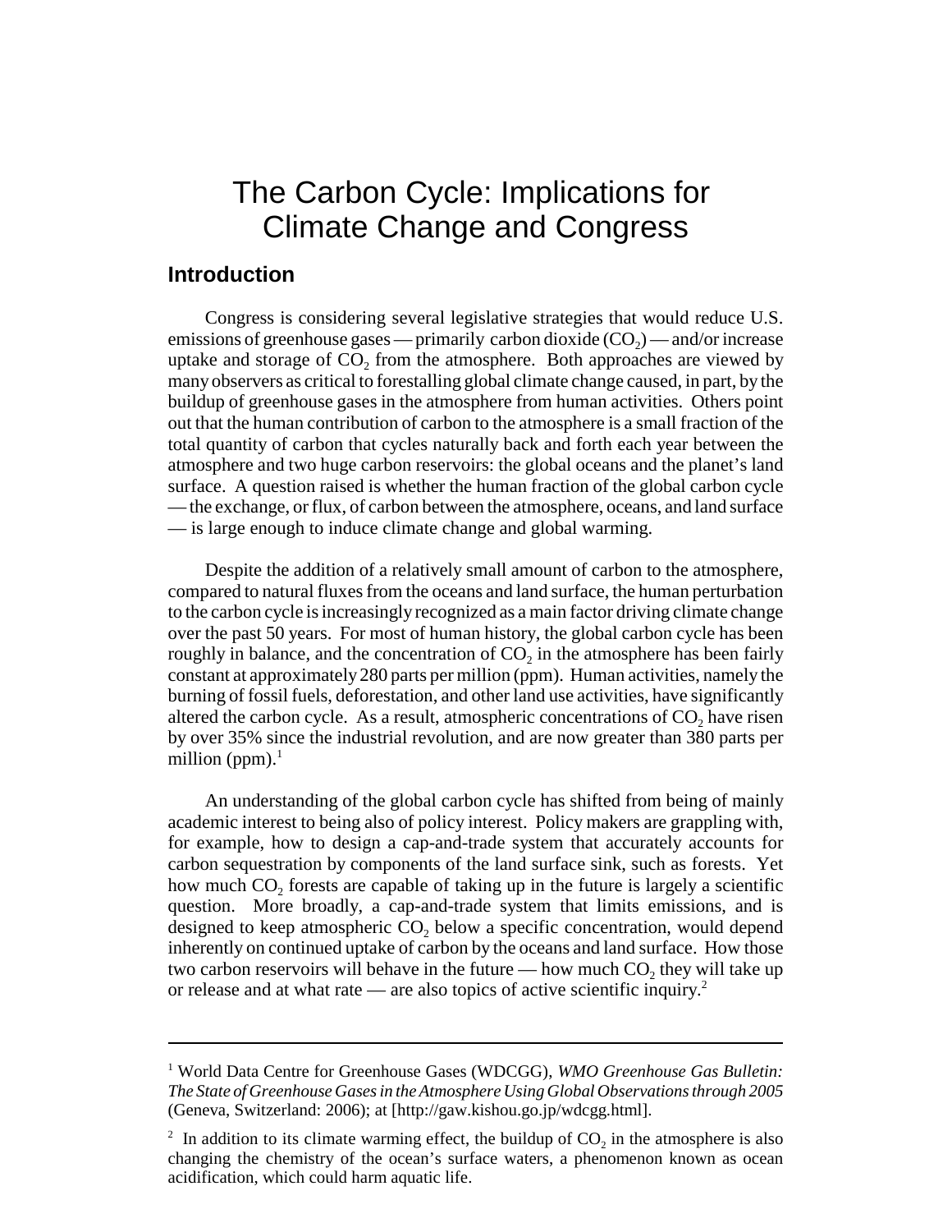# The Carbon Cycle: Implications for Climate Change and Congress

## Introduction

Congress is considering several legislative strategies that would reduce U.S. emissions of greenhouse gases — primarily carbon dioxide ($CO_2$) — and/or increase uptake and storage of $CO_2$ from the atmosphere. Both approaches are viewed by many observers as critical to forestalling global climate change caused, in part, by the buildup of greenhouse gases in the atmosphere from human activities. Others point out that the human contribution of carbon to the atmosphere is a small fraction of the total quantity of carbon that cycles naturally back and forth each year between the atmosphere and two huge carbon reservoirs: the global oceans and the planet's land surface. A question raised is whether the human fraction of the global carbon cycle — the exchange, or flux, of carbon between the atmosphere, oceans, and land surface — is large enough to induce climate change and global warming.

Despite the addition of a relatively small amount of carbon to the atmosphere, compared to natural fluxes from the oceans and land surface, the human perturbation to the carbon cycle is increasingly recognized as a main factor driving climate change over the past 50 years. For most of human history, the global carbon cycle has been roughly in balance, and the concentration of $CO_2$ in the atmosphere has been fairly constant at approximately 280 parts per million (ppm). Human activities, namely the burning of fossil fuels, deforestation, and other land use activities, have significantly altered the carbon cycle. As a result, atmospheric concentrations of $CO_2$ have risen by over 35% since the industrial revolution, and are now greater than 380 parts per million (ppm).[1]

An understanding of the global carbon cycle has shifted from being of mainly academic interest to being also of policy interest. Policy makers are grappling with, for example, how to design a cap-and-trade system that accurately accounts for carbon sequestration by components of the land surface sink, such as forests. Yet how much $CO_2$ forests are capable of taking up in the future is largely a scientific question. More broadly, a cap-and-trade system that limits emissions, and is designed to keep atmospheric $CO_2$ below a specific concentration, would depend inherently on continued uptake of carbon by the oceans and land surface. How those two carbon reservoirs will behave in the future — how much $CO_2$ they will take up or release and at what rate — are also topics of active scientific inquiry.[2]

---

[1] World Data Centre for Greenhouse Gases (WDCGG), *WMO Greenhouse Gas Bulletin: The State of Greenhouse Gases in the Atmosphere Using Global Observations through 2005* (Geneva, Switzerland: 2006); at [http://gaw.kishou.go.jp/wdcgg.html].

[2] In addition to its climate warming effect, the buildup of $CO_2$ in the atmosphere is also changing the chemistry of the ocean's surface waters, a phenomenon known as ocean acidification, which could harm aquatic life.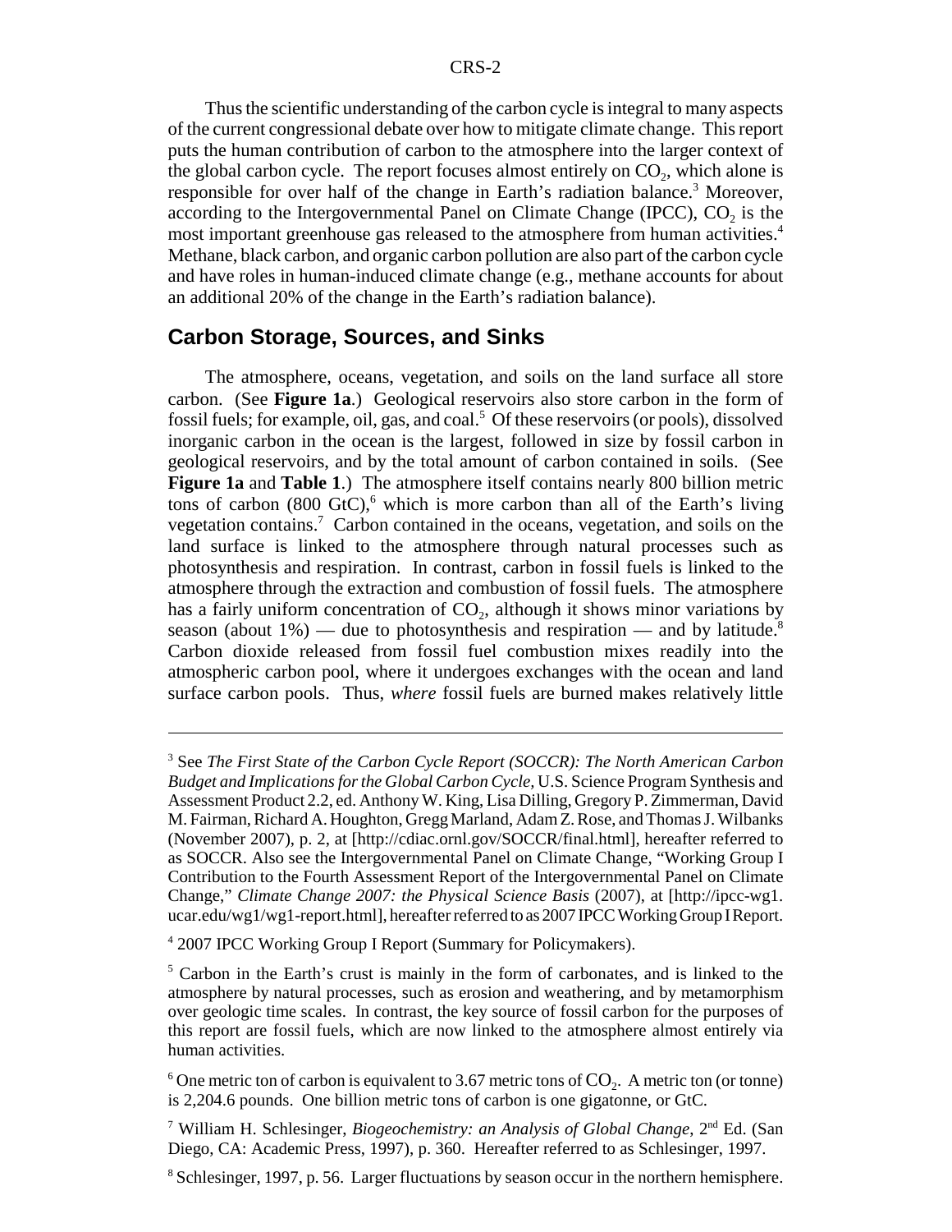Thus the scientific understanding of the carbon cycle is integral to many aspects of the current congressional debate over how to mitigate climate change. This report puts the human contribution of carbon to the atmosphere into the larger context of the global carbon cycle. The report focuses almost entirely on $CO_2$, which alone is responsible for over half of the change in Earth's radiation balance.[3] Moreover, according to the Intergovernmental Panel on Climate Change (IPCC), $CO_2$ is the most important greenhouse gas released to the atmosphere from human activities.[4] Methane, black carbon, and organic carbon pollution are also part of the carbon cycle and have roles in human-induced climate change (e.g., methane accounts for about an additional 20% of the change in the Earth's radiation balance).

## Carbon Storage, Sources, and Sinks

The atmosphere, oceans, vegetation, and soils on the land surface all store carbon. (See **Figure 1a**.) Geological reservoirs also store carbon in the form of fossil fuels; for example, oil, gas, and coal.[5] Of these reservoirs (or pools), dissolved inorganic carbon in the ocean is the largest, followed in size by fossil carbon in geological reservoirs, and by the total amount of carbon contained in soils. (See **Figure 1a** and **Table 1**.) The atmosphere itself contains nearly 800 billion metric tons of carbon (800 GtC),[6] which is more carbon than all of the Earth's living vegetation contains.[7] Carbon contained in the oceans, vegetation, and soils on the land surface is linked to the atmosphere through natural processes such as photosynthesis and respiration. In contrast, carbon in fossil fuels is linked to the atmosphere through the extraction and combustion of fossil fuels. The atmosphere has a fairly uniform concentration of $CO_2$, although it shows minor variations by season (about 1%) — due to photosynthesis and respiration — and by latitude.[8] Carbon dioxide released from fossil fuel combustion mixes readily into the atmospheric carbon pool, where it undergoes exchanges with the ocean and land surface carbon pools. Thus, *where* fossil fuels are burned makes relatively little

---

[3] See *The First State of the Carbon Cycle Report (SOCCR): The North American Carbon Budget and Implications for the Global Carbon Cycle,* U.S. Science Program Synthesis and Assessment Product 2.2, ed. Anthony W. King, Lisa Dilling, Gregory P. Zimmerman, David M. Fairman, Richard A. Houghton, Gregg Marland, Adam Z. Rose, and Thomas J. Wilbanks (November 2007), p. 2, at [http://cdiac.ornl.gov/SOCCR/final.html], hereafter referred to as SOCCR. Also see the Intergovernmental Panel on Climate Change, "Working Group I Contribution to the Fourth Assessment Report of the Intergovernmental Panel on Climate Change," *Climate Change 2007: the Physical Science Basis* (2007), at [http://ipcc-wg1.ucar.edu/wg1/wg1-report.html], hereafter referred to as 2007 IPCC Working Group I Report.

[4] 2007 IPCC Working Group I Report (Summary for Policymakers).

[5] Carbon in the Earth's crust is mainly in the form of carbonates, and is linked to the atmosphere by natural processes, such as erosion and weathering, and by metamorphism over geologic time scales. In contrast, the key source of fossil carbon for the purposes of this report are fossil fuels, which are now linked to the atmosphere almost entirely via human activities.

[6] One metric ton of carbon is equivalent to 3.67 metric tons of $CO_2$. A metric ton (or tonne) is 2,204.6 pounds. One billion metric tons of carbon is one gigatonne, or GtC.

[7] William H. Schlesinger, *Biogeochemistry: an Analysis of Global Change*, 2nd Ed. (San Diego, CA: Academic Press, 1997), p. 360. Hereafter referred to as Schlesinger, 1997.

[8] Schlesinger, 1997, p. 56. Larger fluctuations by season occur in the northern hemisphere.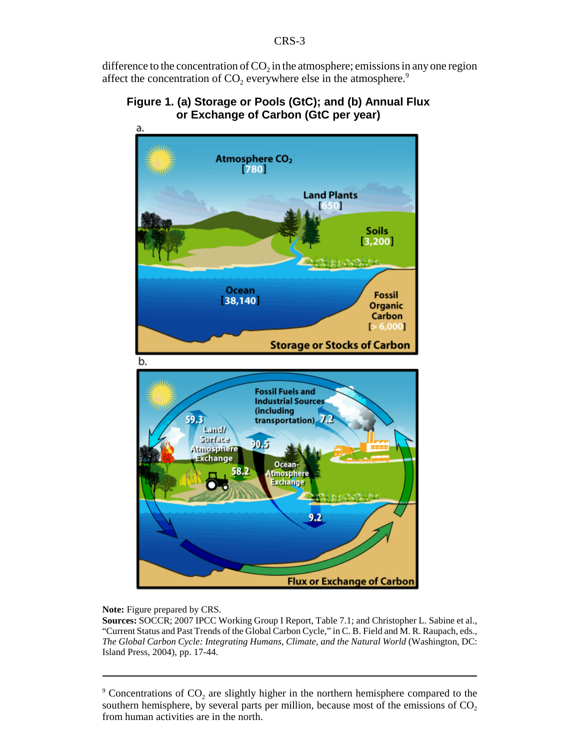difference to the concentration of $CO_2$ in the atmosphere; emissions in any one region affect the concentration of $CO_2$ everywhere else in the atmosphere.[9]

**Figure 1. (a) Storage or Pools (GtC); and (b) Annual Flux or Exchange of Carbon (GtC per year)**

**Note:** Figure prepared by CRS.

**Sources:** SOCCR; 2007 IPCC Working Group I Report, Table 7.1; and Christopher L. Sabine et al., "Current Status and Past Trends of the Global Carbon Cycle," in C. B. Field and M. R. Raupach, eds., *The Global Carbon Cycle: Integrating Humans, Climate, and the Natural World* (Washington, DC: Island Press, 2004), pp. 17-44.

---

[9] Concentrations of $CO_2$ are slightly higher in the northern hemisphere compared to the southern hemisphere, by several parts per million, because most of the emissions of $CO_2$ from human activities are in the north.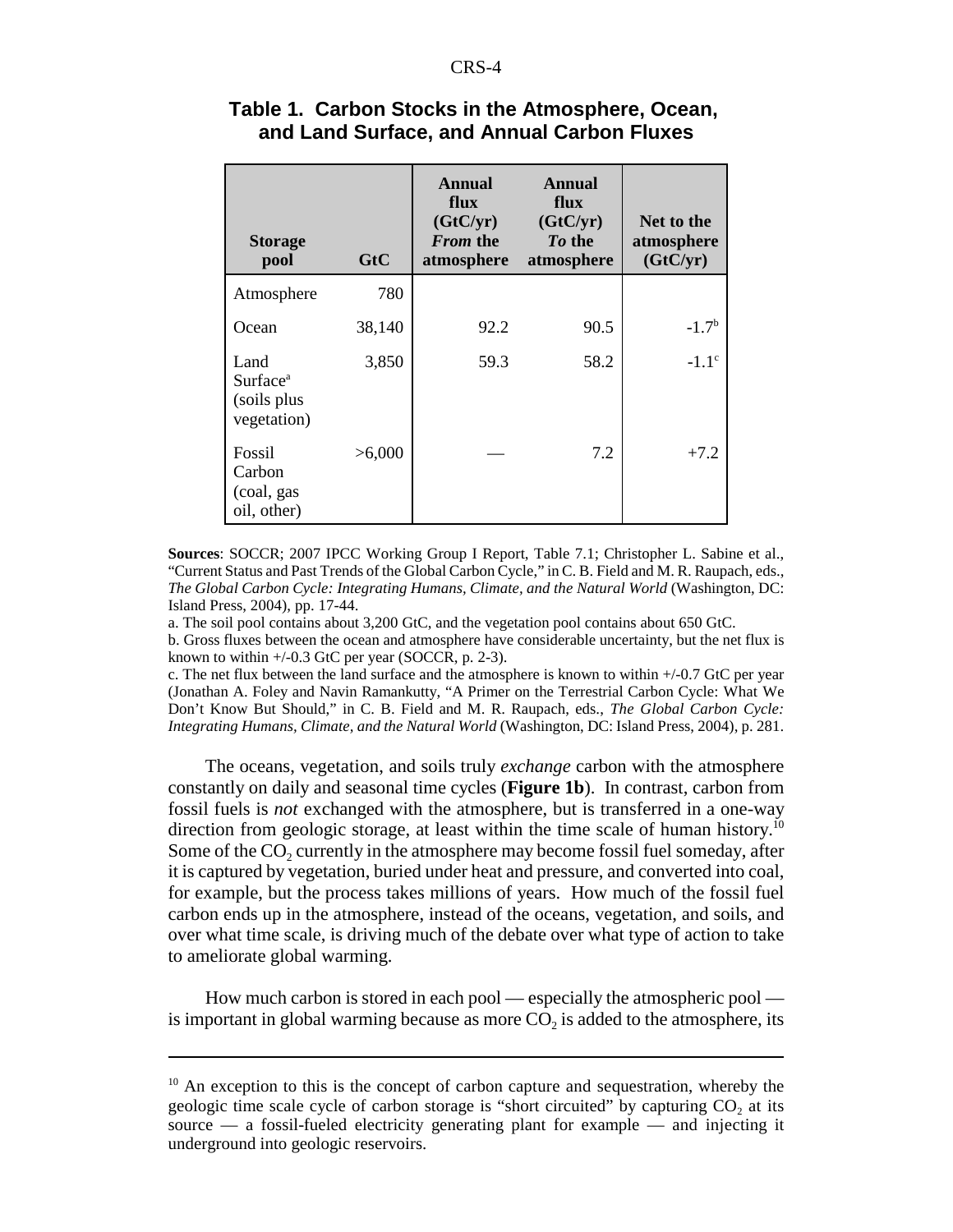## Table 1. Carbon Stocks in the Atmosphere, Ocean, and Land Surface, and Annual Carbon Fluxes

| Storage pool | GtC | Annual flux (GtC/yr) *From* the atmosphere | Annual flux (GtC/yr) *To* the atmosphere | Net to the atmosphere (GtC/yr) |
|---|---|---|---|---|
| Atmosphere | 780 | | | |
| Ocean | 38,140 | 92.2 | 90.5 | -1.7[b] |
| Land Surface[a] (soils plus vegetation) | 3,850 | 59.3 | 58.2 | -1.1[c] |
| Fossil Carbon (coal, gas oil, other) | >6,000 | — | 7.2 | +7.2 |

**Sources**: SOCCR; 2007 IPCC Working Group I Report, Table 7.1; Christopher L. Sabine et al., "Current Status and Past Trends of the Global Carbon Cycle," in C. B. Field and M. R. Raupach, eds., *The Global Carbon Cycle: Integrating Humans, Climate, and the Natural World* (Washington, DC: Island Press, 2004), pp. 17-44.

a. The soil pool contains about 3,200 GtC, and the vegetation pool contains about 650 GtC.

b. Gross fluxes between the ocean and atmosphere have considerable uncertainty, but the net flux is known to within +/-0.3 GtC per year (SOCCR, p. 2-3).

c. The net flux between the land surface and the atmosphere is known to within +/-0.7 GtC per year (Jonathan A. Foley and Navin Ramankutty, "A Primer on the Terrestrial Carbon Cycle: What We Don't Know But Should," in C. B. Field and M. R. Raupach, eds., *The Global Carbon Cycle: Integrating Humans, Climate, and the Natural World* (Washington, DC: Island Press, 2004), p. 281.

The oceans, vegetation, and soils truly *exchange* carbon with the atmosphere constantly on daily and seasonal time cycles (**Figure 1b**). In contrast, carbon from fossil fuels is *not* exchanged with the atmosphere, but is transferred in a one-way direction from geologic storage, at least within the time scale of human history.[10] Some of the $CO_2$ currently in the atmosphere may become fossil fuel someday, after it is captured by vegetation, buried under heat and pressure, and converted into coal, for example, but the process takes millions of years. How much of the fossil fuel carbon ends up in the atmosphere, instead of the oceans, vegetation, and soils, and over what time scale, is driving much of the debate over what type of action to take to ameliorate global warming.

How much carbon is stored in each pool — especially the atmospheric pool — is important in global warming because as more $CO_2$ is added to the atmosphere, its

[10] An exception to this is the concept of carbon capture and sequestration, whereby the geologic time scale cycle of carbon storage is "short circuited" by capturing $CO_2$ at its source — a fossil-fueled electricity generating plant for example — and injecting it underground into geologic reservoirs.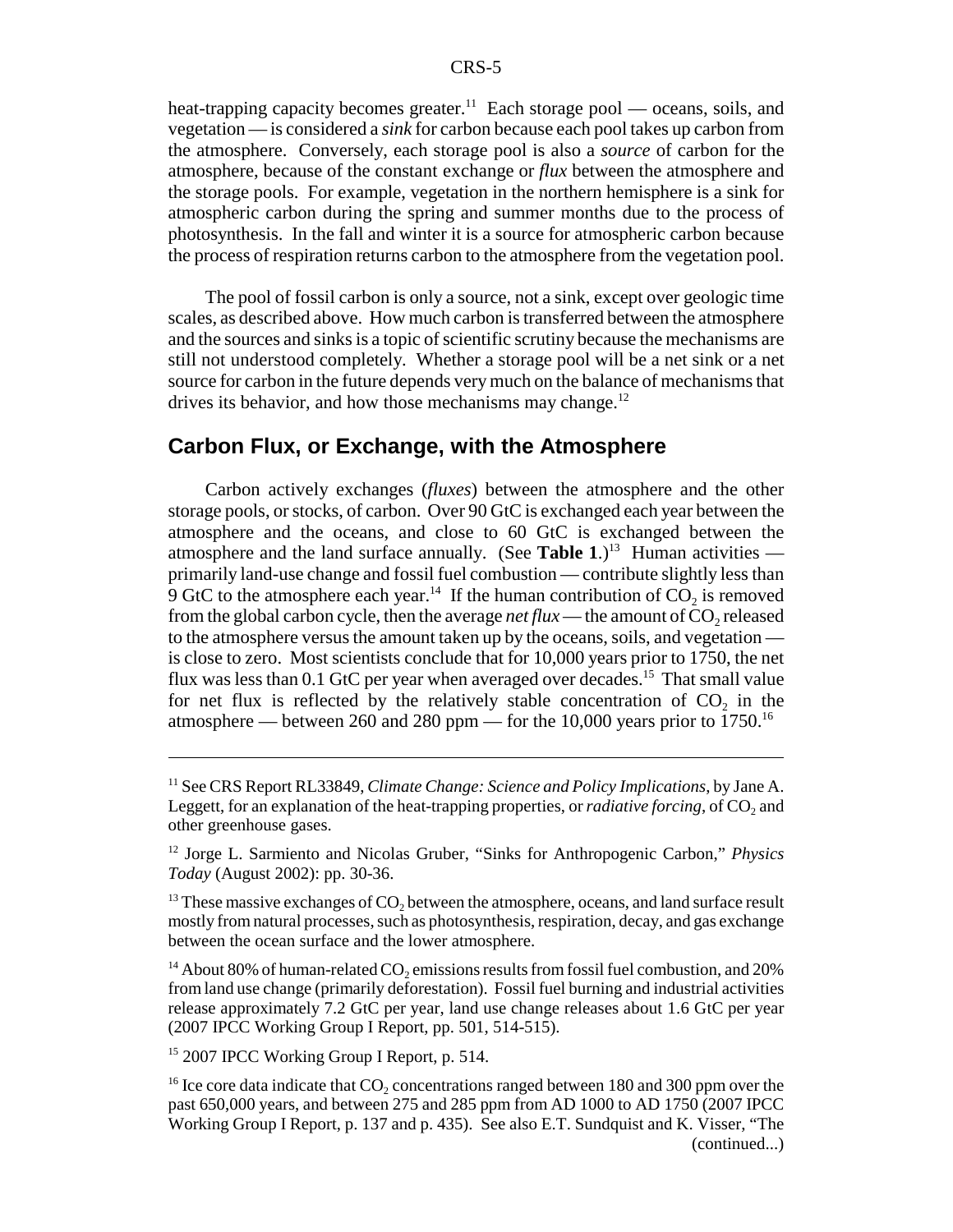heat-trapping capacity becomes greater.[11] Each storage pool — oceans, soils, and vegetation — is considered a *sink* for carbon because each pool takes up carbon from the atmosphere. Conversely, each storage pool is also a *source* of carbon for the atmosphere, because of the constant exchange or *flux* between the atmosphere and the storage pools. For example, vegetation in the northern hemisphere is a sink for atmospheric carbon during the spring and summer months due to the process of photosynthesis. In the fall and winter it is a source for atmospheric carbon because the process of respiration returns carbon to the atmosphere from the vegetation pool.

The pool of fossil carbon is only a source, not a sink, except over geologic time scales, as described above. How much carbon is transferred between the atmosphere and the sources and sinks is a topic of scientific scrutiny because the mechanisms are still not understood completely. Whether a storage pool will be a net sink or a net source for carbon in the future depends very much on the balance of mechanisms that drives its behavior, and how those mechanisms may change.[12]

## Carbon Flux, or Exchange, with the Atmosphere

Carbon actively exchanges (*fluxes*) between the atmosphere and the other storage pools, or stocks, of carbon. Over 90 GtC is exchanged each year between the atmosphere and the oceans, and close to 60 GtC is exchanged between the atmosphere and the land surface annually. (See **Table 1**.)[13] Human activities — primarily land-use change and fossil fuel combustion — contribute slightly less than 9 GtC to the atmosphere each year.[14] If the human contribution of $CO_2$ is removed from the global carbon cycle, then the average *net flux* — the amount of $CO_2$ released to the atmosphere versus the amount taken up by the oceans, soils, and vegetation — is close to zero. Most scientists conclude that for 10,000 years prior to 1750, the net flux was less than 0.1 GtC per year when averaged over decades.[15] That small value for net flux is reflected by the relatively stable concentration of $CO_2$ in the atmosphere — between 260 and 280 ppm — for the 10,000 years prior to 1750.[16]

---

[11] See CRS Report RL33849, *Climate Change: Science and Policy Implications*, by Jane A. Leggett, for an explanation of the heat-trapping properties, or *radiative forcing*, of $CO_2$ and other greenhouse gases.

[12] Jorge L. Sarmiento and Nicolas Gruber, "Sinks for Anthropogenic Carbon," *Physics Today* (August 2002): pp. 30-36.

[13] These massive exchanges of $CO_2$ between the atmosphere, oceans, and land surface result mostly from natural processes, such as photosynthesis, respiration, decay, and gas exchange between the ocean surface and the lower atmosphere.

[14] About 80% of human-related $CO_2$ emissions results from fossil fuel combustion, and 20% from land use change (primarily deforestation). Fossil fuel burning and industrial activities release approximately 7.2 GtC per year, land use change releases about 1.6 GtC per year (2007 IPCC Working Group I Report, pp. 501, 514-515).

[15] 2007 IPCC Working Group I Report, p. 514.

[16] Ice core data indicate that $CO_2$ concentrations ranged between 180 and 300 ppm over the past 650,000 years, and between 275 and 285 ppm from AD 1000 to AD 1750 (2007 IPCC Working Group I Report, p. 137 and p. 435). See also E.T. Sundquist and K. Visser, "The (continued...)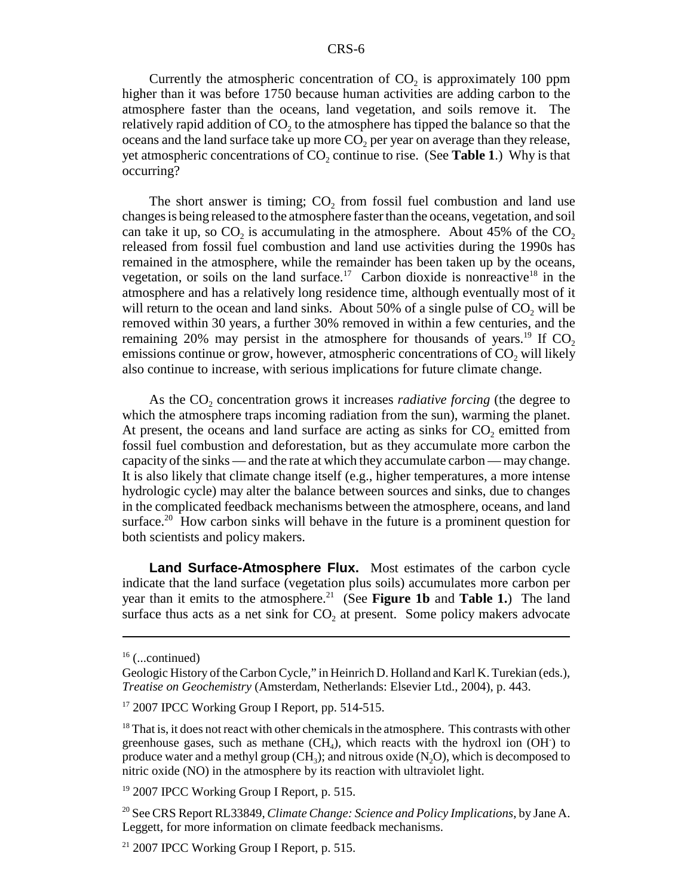Currently the atmospheric concentration of $CO_2$ is approximately 100 ppm higher than it was before 1750 because human activities are adding carbon to the atmosphere faster than the oceans, land vegetation, and soils remove it. The relatively rapid addition of $CO_2$ to the atmosphere has tipped the balance so that the oceans and the land surface take up more $CO_2$ per year on average than they release, yet atmospheric concentrations of $CO_2$ continue to rise. (See **Table 1**.) Why is that occurring?

The short answer is timing; $CO_2$ from fossil fuel combustion and land use changes is being released to the atmosphere faster than the oceans, vegetation, and soil can take it up, so $CO_2$ is accumulating in the atmosphere. About 45% of the $CO_2$ released from fossil fuel combustion and land use activities during the 1990s has remained in the atmosphere, while the remainder has been taken up by the oceans, vegetation, or soils on the land surface.[17] Carbon dioxide is nonreactive[18] in the atmosphere and has a relatively long residence time, although eventually most of it will return to the ocean and land sinks. About 50% of a single pulse of $CO_2$ will be removed within 30 years, a further 30% removed in within a few centuries, and the remaining 20% may persist in the atmosphere for thousands of years.[19] If $CO_2$ emissions continue or grow, however, atmospheric concentrations of $CO_2$ will likely also continue to increase, with serious implications for future climate change.

As the $CO_2$ concentration grows it increases *radiative forcing* (the degree to which the atmosphere traps incoming radiation from the sun), warming the planet. At present, the oceans and land surface are acting as sinks for $CO_2$ emitted from fossil fuel combustion and deforestation, but as they accumulate more carbon the capacity of the sinks — and the rate at which they accumulate carbon — may change. It is also likely that climate change itself (e.g., higher temperatures, a more intense hydrologic cycle) may alter the balance between sources and sinks, due to changes in the complicated feedback mechanisms between the atmosphere, oceans, and land surface.[20] How carbon sinks will behave in the future is a prominent question for both scientists and policy makers.

**Land Surface-Atmosphere Flux.** Most estimates of the carbon cycle indicate that the land surface (vegetation plus soils) accumulates more carbon per year than it emits to the atmosphere.[21] (See **Figure 1b** and **Table 1.**) The land surface thus acts as a net sink for $CO_2$ at present. Some policy makers advocate

---

[16] (...continued)

Geologic History of the Carbon Cycle," in Heinrich D. Holland and Karl K. Turekian (eds.), *Treatise on Geochemistry* (Amsterdam, Netherlands: Elsevier Ltd., 2004), p. 443.

[17] 2007 IPCC Working Group I Report, pp. 514-515.

[18] That is, it does not react with other chemicals in the atmosphere. This contrasts with other greenhouse gases, such as methane ($CH_4$), which reacts with the hydroxl ion ($OH^-$) to produce water and a methyl group ($CH_3$); and nitrous oxide ($N_2O$), which is decomposed to nitric oxide (NO) in the atmosphere by its reaction with ultraviolet light.

[19] 2007 IPCC Working Group I Report, p. 515.

[20] See CRS Report RL33849, *Climate Change: Science and Policy Implications*, by Jane A. Leggett, for more information on climate feedback mechanisms.

[21] 2007 IPCC Working Group I Report, p. 515.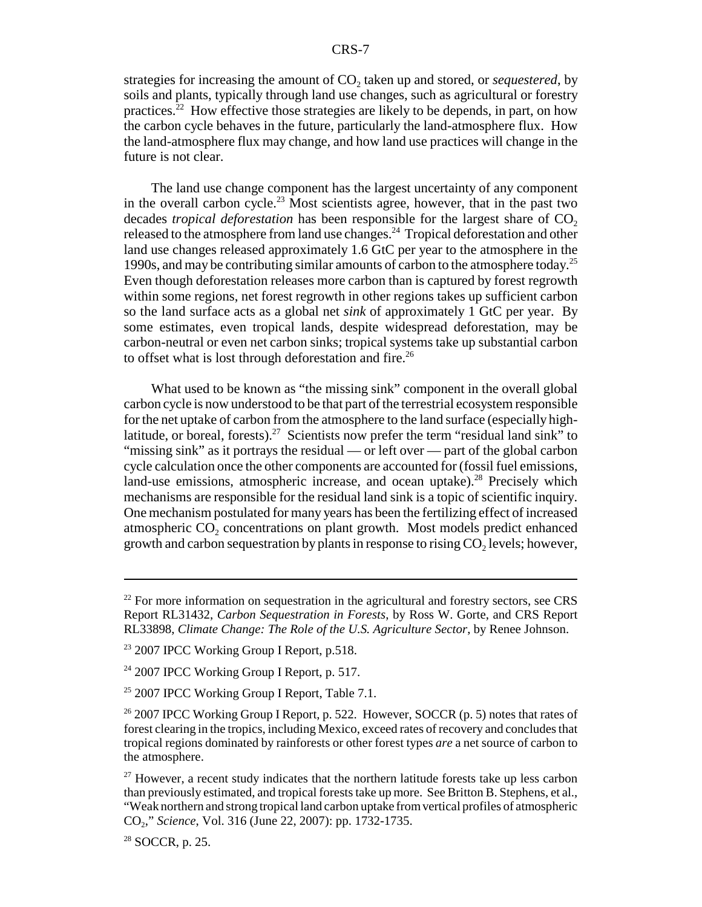strategies for increasing the amount of $CO_2$ taken up and stored, or *sequestered*, by soils and plants, typically through land use changes, such as agricultural or forestry practices.[22] How effective those strategies are likely to be depends, in part, on how the carbon cycle behaves in the future, particularly the land-atmosphere flux. How the land-atmosphere flux may change, and how land use practices will change in the future is not clear.

The land use change component has the largest uncertainty of any component in the overall carbon cycle.[23] Most scientists agree, however, that in the past two decades *tropical deforestation* has been responsible for the largest share of $CO_2$ released to the atmosphere from land use changes.[24] Tropical deforestation and other land use changes released approximately 1.6 GtC per year to the atmosphere in the 1990s, and may be contributing similar amounts of carbon to the atmosphere today.[25] Even though deforestation releases more carbon than is captured by forest regrowth within some regions, net forest regrowth in other regions takes up sufficient carbon so the land surface acts as a global net *sink* of approximately 1 GtC per year. By some estimates, even tropical lands, despite widespread deforestation, may be carbon-neutral or even net carbon sinks; tropical systems take up substantial carbon to offset what is lost through deforestation and fire.[26]

What used to be known as "the missing sink" component in the overall global carbon cycle is now understood to be that part of the terrestrial ecosystem responsible for the net uptake of carbon from the atmosphere to the land surface (especially high-latitude, or boreal, forests).[27] Scientists now prefer the term "residual land sink" to "missing sink" as it portrays the residual — or left over — part of the global carbon cycle calculation once the other components are accounted for (fossil fuel emissions, land-use emissions, atmospheric increase, and ocean uptake).[28] Precisely which mechanisms are responsible for the residual land sink is a topic of scientific inquiry. One mechanism postulated for many years has been the fertilizing effect of increased atmospheric $CO_2$ concentrations on plant growth. Most models predict enhanced growth and carbon sequestration by plants in response to rising $CO_2$ levels; however,

---

[22] For more information on sequestration in the agricultural and forestry sectors, see CRS Report RL31432, *Carbon Sequestration in Forests*, by Ross W. Gorte, and CRS Report RL33898, *Climate Change: The Role of the U.S. Agriculture Sector*, by Renee Johnson.

[23] 2007 IPCC Working Group I Report, p.518.

[24] 2007 IPCC Working Group I Report, p. 517.

[25] 2007 IPCC Working Group I Report, Table 7.1.

[26] 2007 IPCC Working Group I Report, p. 522. However, SOCCR (p. 5) notes that rates of forest clearing in the tropics, including Mexico, exceed rates of recovery and concludes that tropical regions dominated by rainforests or other forest types *are* a net source of carbon to the atmosphere.

[27] However, a recent study indicates that the northern latitude forests take up less carbon than previously estimated, and tropical forests take up more. See Britton B. Stephens, et al., "Weak northern and strong tropical land carbon uptake from vertical profiles of atmospheric $CO_2$," *Science*, Vol. 316 (June 22, 2007): pp. 1732-1735.

[28] SOCCR, p. 25.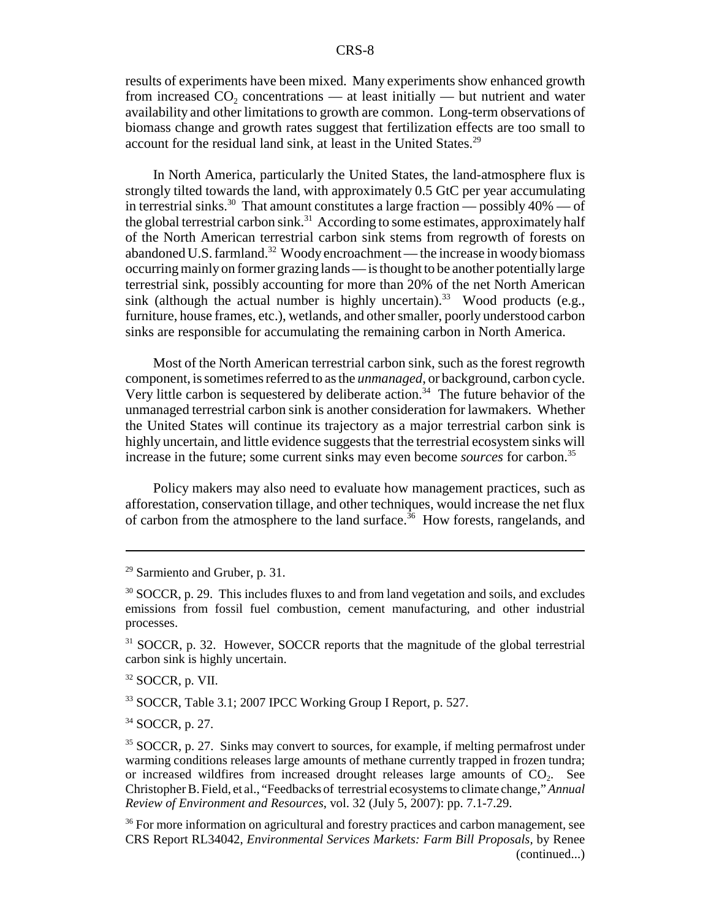results of experiments have been mixed. Many experiments show enhanced growth from increased $CO_2$ concentrations — at least initially — but nutrient and water availability and other limitations to growth are common. Long-term observations of biomass change and growth rates suggest that fertilization effects are too small to account for the residual land sink, at least in the United States.[29]

In North America, particularly the United States, the land-atmosphere flux is strongly tilted towards the land, with approximately 0.5 GtC per year accumulating in terrestrial sinks.[30] That amount constitutes a large fraction — possibly 40% — of the global terrestrial carbon sink.[31] According to some estimates, approximately half of the North American terrestrial carbon sink stems from regrowth of forests on abandoned U.S. farmland.[32] Woody encroachment — the increase in woody biomass occurring mainly on former grazing lands — is thought to be another potentially large terrestrial sink, possibly accounting for more than 20% of the net North American sink (although the actual number is highly uncertain).[33] Wood products (e.g., furniture, house frames, etc.), wetlands, and other smaller, poorly understood carbon sinks are responsible for accumulating the remaining carbon in North America.

Most of the North American terrestrial carbon sink, such as the forest regrowth component, is sometimes referred to as the *unmanaged*, or background, carbon cycle. Very little carbon is sequestered by deliberate action.[34] The future behavior of the unmanaged terrestrial carbon sink is another consideration for lawmakers. Whether the United States will continue its trajectory as a major terrestrial carbon sink is highly uncertain, and little evidence suggests that the terrestrial ecosystem sinks will increase in the future; some current sinks may even become *sources* for carbon.[35]

Policy makers may also need to evaluate how management practices, such as afforestation, conservation tillage, and other techniques, would increase the net flux of carbon from the atmosphere to the land surface.[36] How forests, rangelands, and

---

[29] Sarmiento and Gruber, p. 31.

[30] SOCCR, p. 29. This includes fluxes to and from land vegetation and soils, and excludes emissions from fossil fuel combustion, cement manufacturing, and other industrial processes.

[31] SOCCR, p. 32. However, SOCCR reports that the magnitude of the global terrestrial carbon sink is highly uncertain.

[32] SOCCR, p. VII.

[33] SOCCR, Table 3.1; 2007 IPCC Working Group I Report, p. 527.

[34] SOCCR, p. 27.

[35] SOCCR, p. 27. Sinks may convert to sources, for example, if melting permafrost under warming conditions releases large amounts of methane currently trapped in frozen tundra; or increased wildfires from increased drought releases large amounts of $CO_2$. See Christopher B. Field, et al., "Feedbacks of terrestrial ecosystems to climate change," *Annual Review of Environment and Resources*, vol. 32 (July 5, 2007): pp. 7.1-7.29.

[36] For more information on agricultural and forestry practices and carbon management, see CRS Report RL34042, *Environmental Services Markets: Farm Bill Proposals,* by Renee (continued...)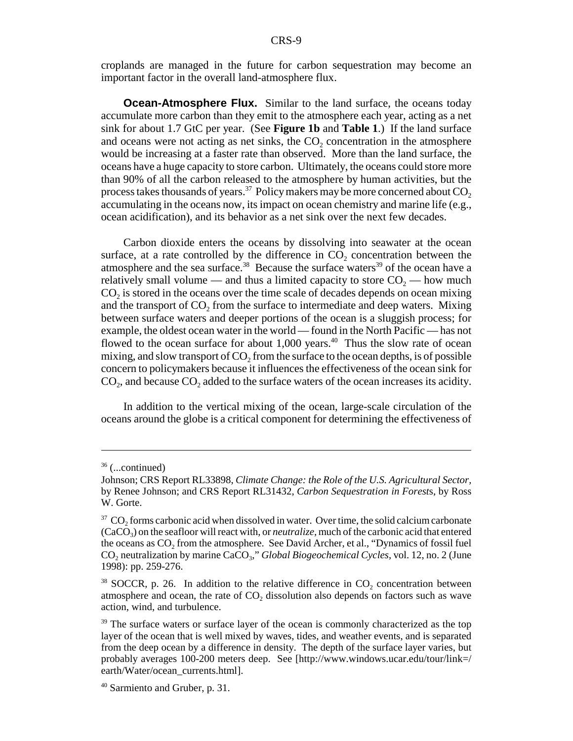croplands are managed in the future for carbon sequestration may become an important factor in the overall land-atmosphere flux.

**Ocean-Atmosphere Flux.** Similar to the land surface, the oceans today accumulate more carbon than they emit to the atmosphere each year, acting as a net sink for about 1.7 GtC per year. (See **Figure 1b** and **Table 1**.) If the land surface and oceans were not acting as net sinks, the $CO_2$ concentration in the atmosphere would be increasing at a faster rate than observed. More than the land surface, the oceans have a huge capacity to store carbon. Ultimately, the oceans could store more than 90% of all the carbon released to the atmosphere by human activities, but the process takes thousands of years.[37] Policy makers may be more concerned about $CO_2$ accumulating in the oceans now, its impact on ocean chemistry and marine life (e.g., ocean acidification), and its behavior as a net sink over the next few decades.

Carbon dioxide enters the oceans by dissolving into seawater at the ocean surface, at a rate controlled by the difference in $CO_2$ concentration between the atmosphere and the sea surface.[38] Because the surface waters[39] of the ocean have a relatively small volume — and thus a limited capacity to store $CO_2$ — how much $CO_2$ is stored in the oceans over the time scale of decades depends on ocean mixing and the transport of $CO_2$ from the surface to intermediate and deep waters. Mixing between surface waters and deeper portions of the ocean is a sluggish process; for example, the oldest ocean water in the world — found in the North Pacific — has not flowed to the ocean surface for about 1,000 years.[40] Thus the slow rate of ocean mixing, and slow transport of $CO_2$ from the surface to the ocean depths, is of possible concern to policymakers because it influences the effectiveness of the ocean sink for $CO_2$, and because $CO_2$ added to the surface waters of the ocean increases its acidity.

In addition to the vertical mixing of the ocean, large-scale circulation of the oceans around the globe is a critical component for determining the effectiveness of

---

[36] (...continued)
Johnson; CRS Report RL33898, *Climate Change: the Role of the U.S. Agricultural Sector*, by Renee Johnson; and CRS Report RL31432, *Carbon Sequestration in Forests*, by Ross W. Gorte.

[37] $CO_2$ forms carbonic acid when dissolved in water. Over time, the solid calcium carbonate ($CaCO_3$) on the seafloor will react with, or *neutralize,* much of the carbonic acid that entered the oceans as $CO_2$ from the atmosphere. See David Archer, et al., "Dynamics of fossil fuel $CO_2$ neutralization by marine $CaCO_3$," *Global Biogeochemical Cycles*, vol. 12, no. 2 (June 1998): pp. 259-276.

[38] SOCCR, p. 26. In addition to the relative difference in $CO_2$ concentration between atmosphere and ocean, the rate of $CO_2$ dissolution also depends on factors such as wave action, wind, and turbulence.

[39] The surface waters or surface layer of the ocean is commonly characterized as the top layer of the ocean that is well mixed by waves, tides, and weather events, and is separated from the deep ocean by a difference in density. The depth of the surface layer varies, but probably averages 100-200 meters deep. See [http://www.windows.ucar.edu/tour/link=/earth/Water/ocean_currents.html].

[40] Sarmiento and Gruber, p. 31.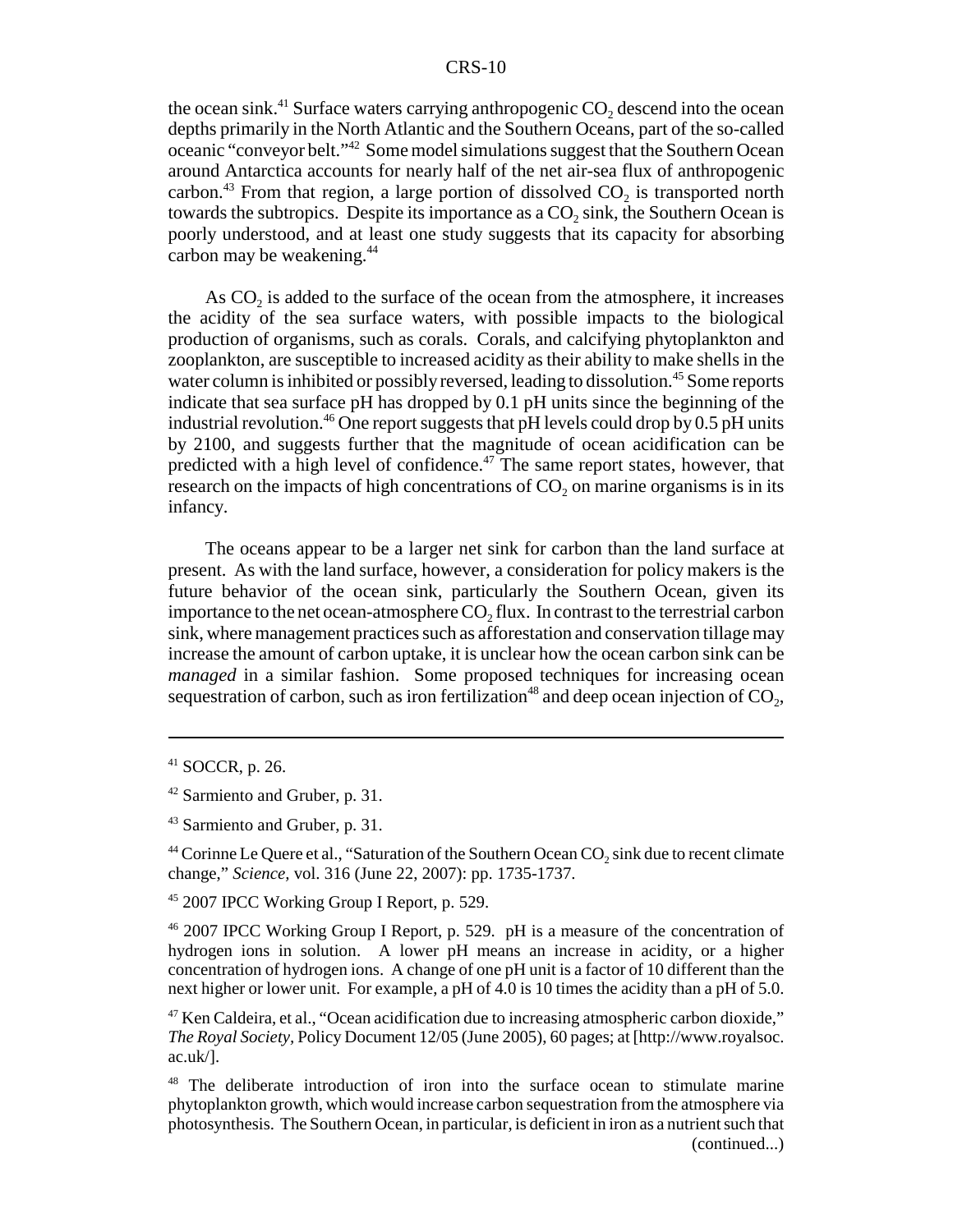the ocean sink.[41] Surface waters carrying anthropogenic $CO_2$ descend into the ocean depths primarily in the North Atlantic and the Southern Oceans, part of the so-called oceanic "conveyor belt."[42] Some model simulations suggest that the Southern Ocean around Antarctica accounts for nearly half of the net air-sea flux of anthropogenic carbon.[43] From that region, a large portion of dissolved $CO_2$ is transported north towards the subtropics. Despite its importance as a $CO_2$ sink, the Southern Ocean is poorly understood, and at least one study suggests that its capacity for absorbing carbon may be weakening.[44]

As $CO_2$ is added to the surface of the ocean from the atmosphere, it increases the acidity of the sea surface waters, with possible impacts to the biological production of organisms, such as corals. Corals, and calcifying phytoplankton and zooplankton, are susceptible to increased acidity as their ability to make shells in the water column is inhibited or possibly reversed, leading to dissolution.[45] Some reports indicate that sea surface pH has dropped by 0.1 pH units since the beginning of the industrial revolution.[46] One report suggests that pH levels could drop by 0.5 pH units by 2100, and suggests further that the magnitude of ocean acidification can be predicted with a high level of confidence.[47] The same report states, however, that research on the impacts of high concentrations of $CO_2$ on marine organisms is in its infancy.

The oceans appear to be a larger net sink for carbon than the land surface at present. As with the land surface, however, a consideration for policy makers is the future behavior of the ocean sink, particularly the Southern Ocean, given its importance to the net ocean-atmosphere $CO_2$ flux. In contrast to the terrestrial carbon sink, where management practices such as afforestation and conservation tillage may increase the amount of carbon uptake, it is unclear how the ocean carbon sink can be *managed* in a similar fashion. Some proposed techniques for increasing ocean sequestration of carbon, such as iron fertilization[48] and deep ocean injection of $CO_2$,

---

[41] SOCCR, p. 26.

[42] Sarmiento and Gruber, p. 31.

[43] Sarmiento and Gruber, p. 31.

[44] Corinne Le Quere et al., "Saturation of the Southern Ocean $CO_2$ sink due to recent climate change," *Science*, vol. 316 (June 22, 2007): pp. 1735-1737.

[45] 2007 IPCC Working Group I Report, p. 529.

[46] 2007 IPCC Working Group I Report, p. 529. pH is a measure of the concentration of hydrogen ions in solution. A lower pH means an increase in acidity, or a higher concentration of hydrogen ions. A change of one pH unit is a factor of 10 different than the next higher or lower unit. For example, a pH of 4.0 is 10 times the acidity than a pH of 5.0.

[47] Ken Caldeira, et al., "Ocean acidification due to increasing atmospheric carbon dioxide," *The Royal Society*, Policy Document 12/05 (June 2005), 60 pages; at [http://www.royalsoc.ac.uk/].

[48] The deliberate introduction of iron into the surface ocean to stimulate marine phytoplankton growth, which would increase carbon sequestration from the atmosphere via photosynthesis. The Southern Ocean, in particular, is deficient in iron as a nutrient such that (continued...)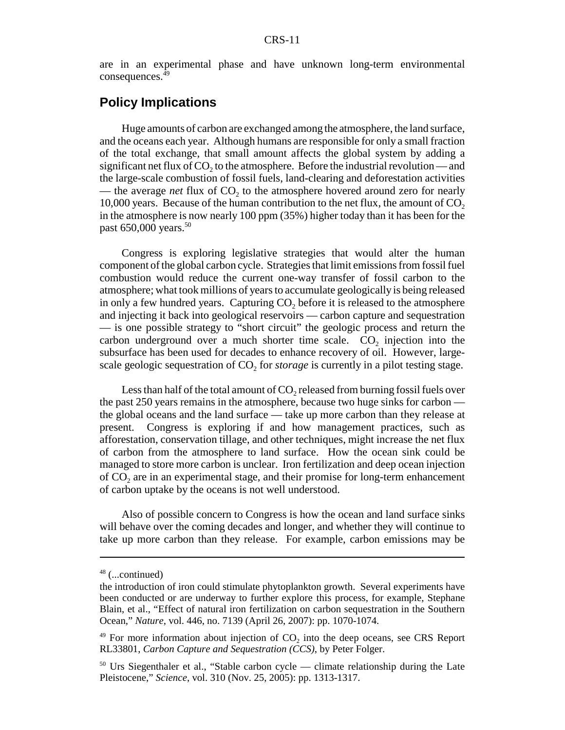are in an experimental phase and have unknown long-term environmental consequences.[49]

## Policy Implications

Huge amounts of carbon are exchanged among the atmosphere, the land surface, and the oceans each year. Although humans are responsible for only a small fraction of the total exchange, that small amount affects the global system by adding a significant net flux of $CO_2$ to the atmosphere. Before the industrial revolution — and the large-scale combustion of fossil fuels, land-clearing and deforestation activities — the average *net* flux of $CO_2$ to the atmosphere hovered around zero for nearly 10,000 years. Because of the human contribution to the net flux, the amount of $CO_2$ in the atmosphere is now nearly 100 ppm (35%) higher today than it has been for the past 650,000 years.[50]

Congress is exploring legislative strategies that would alter the human component of the global carbon cycle. Strategies that limit emissions from fossil fuel combustion would reduce the current one-way transfer of fossil carbon to the atmosphere; what took millions of years to accumulate geologically is being released in only a few hundred years. Capturing $CO_2$ before it is released to the atmosphere and injecting it back into geological reservoirs — carbon capture and sequestration — is one possible strategy to "short circuit" the geologic process and return the carbon underground over a much shorter time scale. $CO_2$ injection into the subsurface has been used for decades to enhance recovery of oil. However, large-scale geologic sequestration of $CO_2$ for *storage* is currently in a pilot testing stage.

Less than half of the total amount of $CO_2$ released from burning fossil fuels over the past 250 years remains in the atmosphere, because two huge sinks for carbon — the global oceans and the land surface — take up more carbon than they release at present. Congress is exploring if and how management practices, such as afforestation, conservation tillage, and other techniques, might increase the net flux of carbon from the atmosphere to land surface. How the ocean sink could be managed to store more carbon is unclear. Iron fertilization and deep ocean injection of $CO_2$ are in an experimental stage, and their promise for long-term enhancement of carbon uptake by the oceans is not well understood.

Also of possible concern to Congress is how the ocean and land surface sinks will behave over the coming decades and longer, and whether they will continue to take up more carbon than they release. For example, carbon emissions may be

---

[48] (...continued)
the introduction of iron could stimulate phytoplankton growth. Several experiments have been conducted or are underway to further explore this process, for example, Stephane Blain, et al., "Effect of natural iron fertilization on carbon sequestration in the Southern Ocean," *Nature*, vol. 446, no. 7139 (April 26, 2007): pp. 1070-1074.

[49] For more information about injection of $CO_2$ into the deep oceans, see CRS Report RL33801, *Carbon Capture and Sequestration (CCS)*, by Peter Folger.

[50] Urs Siegenthaler et al., "Stable carbon cycle — climate relationship during the Late Pleistocene," *Science*, vol. 310 (Nov. 25, 2005): pp. 1313-1317.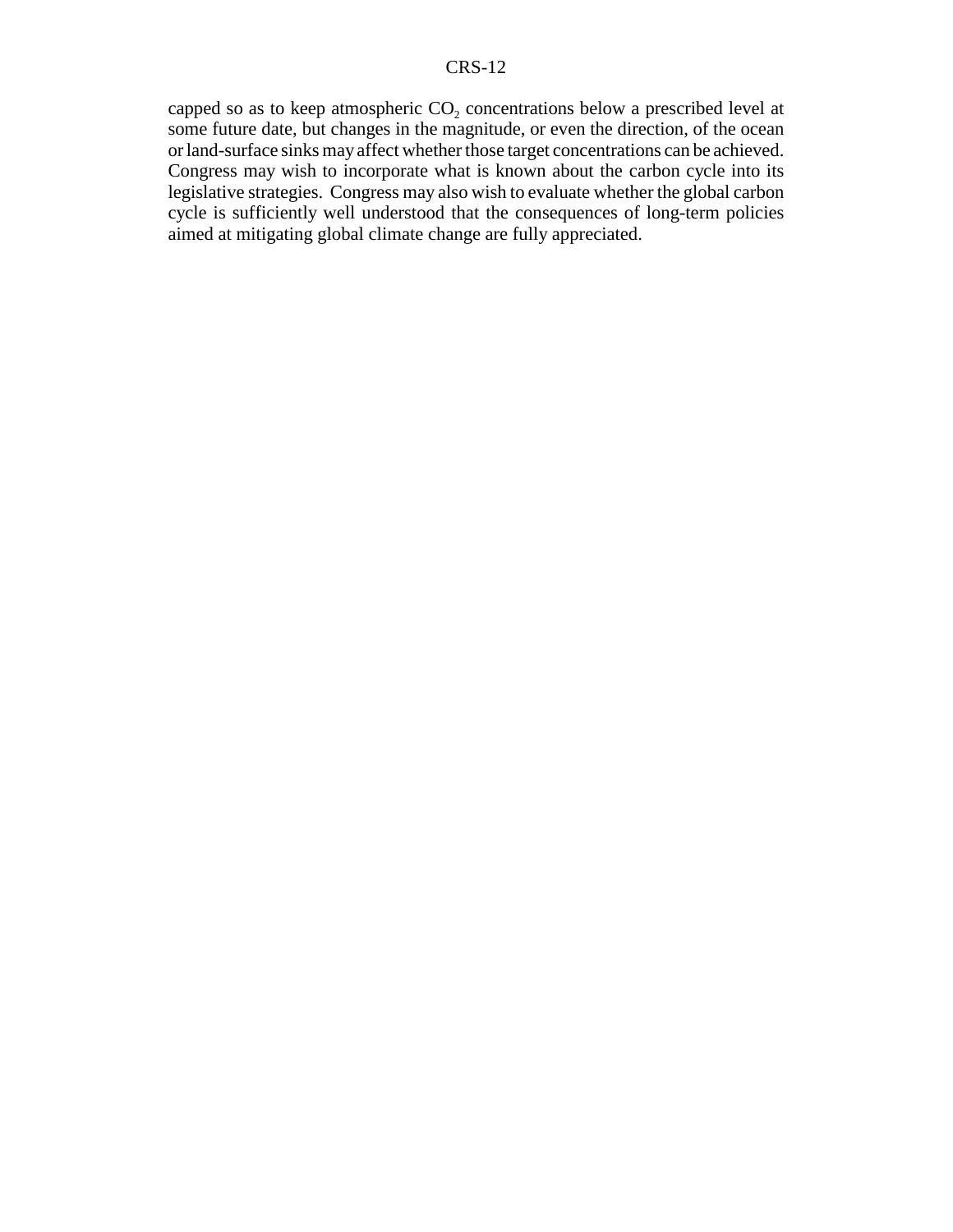capped so as to keep atmospheric $CO_2$ concentrations below a prescribed level at some future date, but changes in the magnitude, or even the direction, of the ocean or land-surface sinks may affect whether those target concentrations can be achieved. Congress may wish to incorporate what is known about the carbon cycle into its legislative strategies. Congress may also wish to evaluate whether the global carbon cycle is sufficiently well understood that the consequences of long-term policies aimed at mitigating global climate change are fully appreciated.